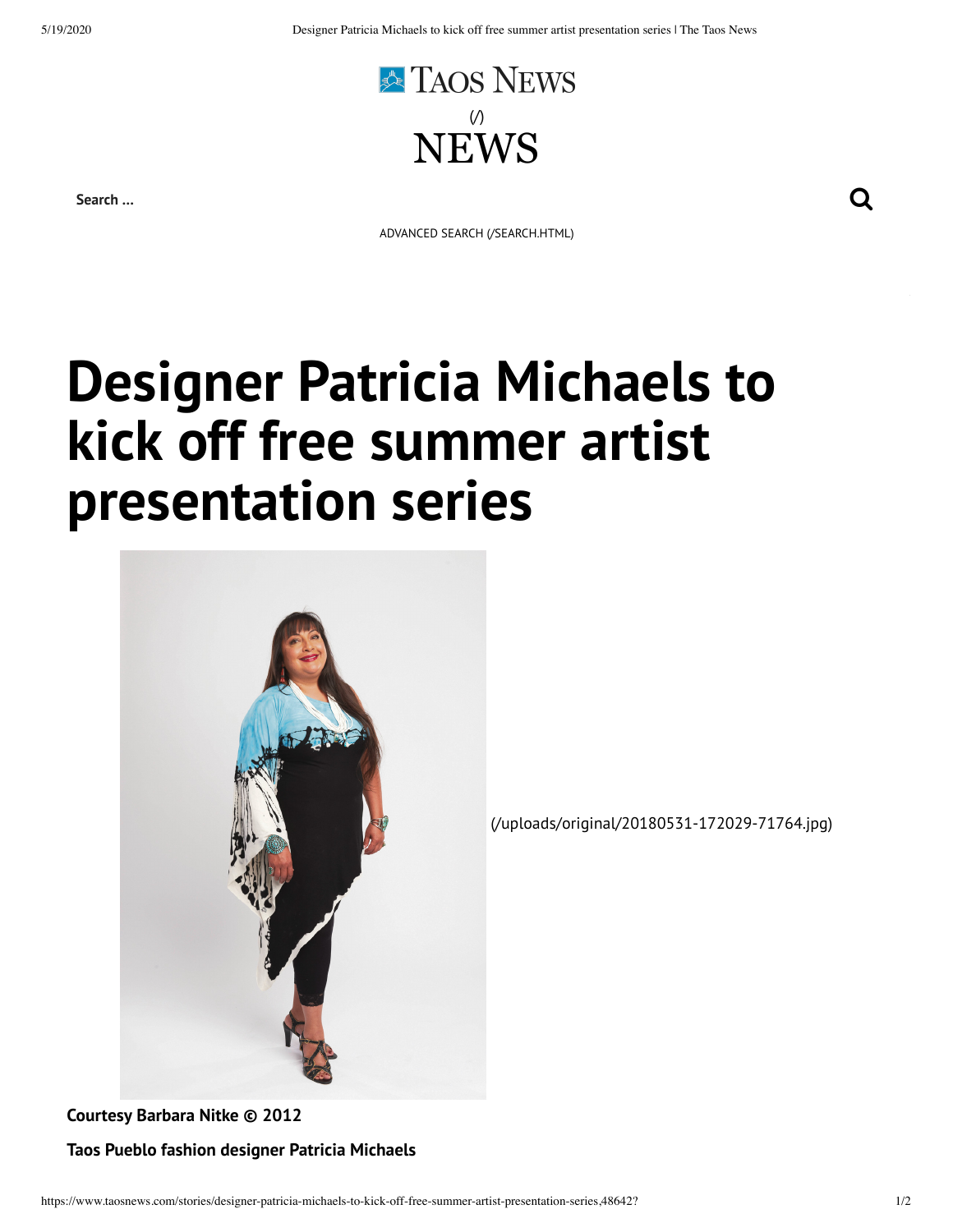TAOS NEWS

(/)

NEWS

Search ...

ADVANCED SEARCH (/SEARCH.HTML)

# Designer Patricia Michaels to kick off free summer artist presentation series

(/uploads/original/20180531-172029-71764.jpg)

**Courtesy Barbara Nitke © 2012**

**Taos Pueblo fashion designer Patricia Michaels**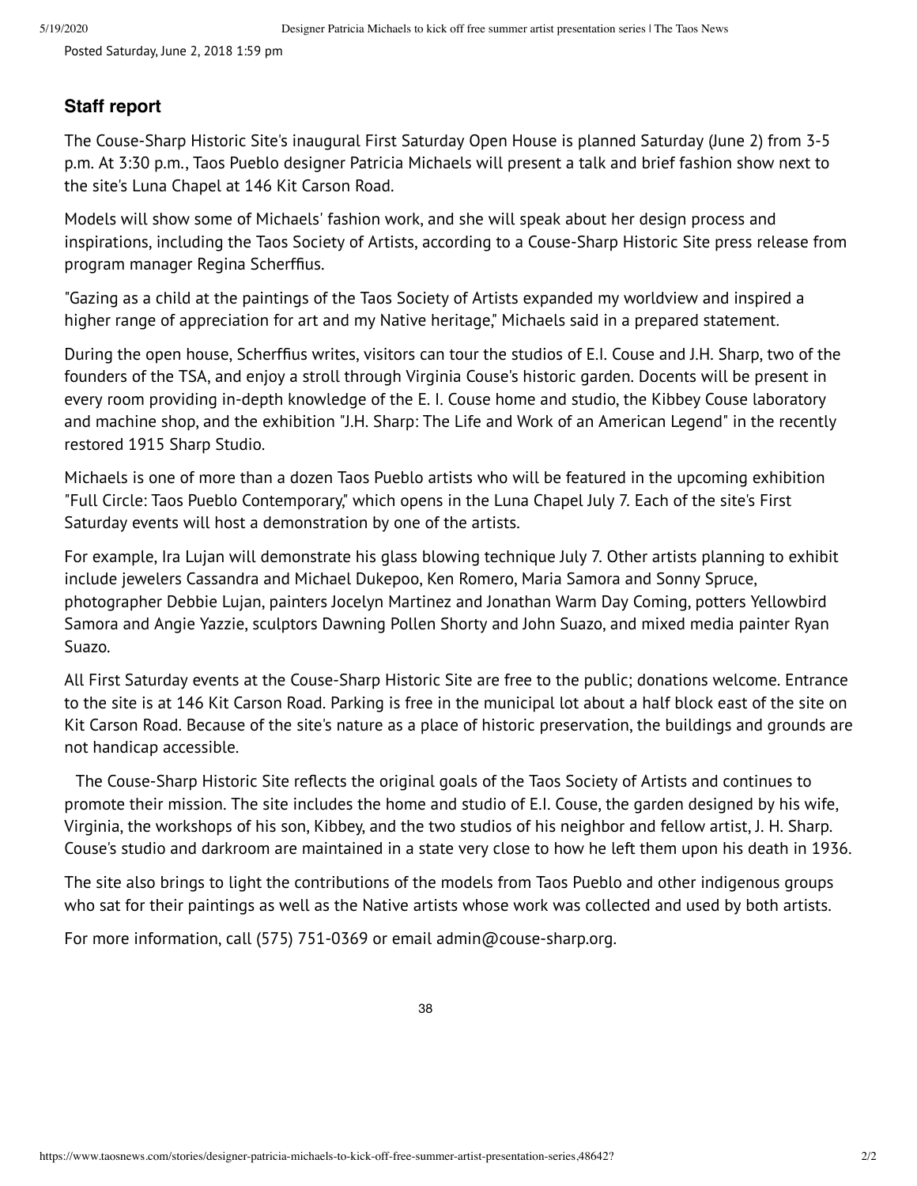Posted Saturday, June 2, 2018 1:59 pm

### Staff report

The Couse-Sharp Historic Site's inaugural First Saturday Open House is planned Saturday (June 2) from 3-5 p.m. At 3:30 p.m., Taos Pueblo designer Patricia Michaels will present a talk and brief fashion show next to the site's Luna Chapel at 146 Kit Carson Road.

Models will show some of Michaels' fashion work, and she will speak about her design process and inspirations, including the Taos Society of Artists, according to a Couse-Sharp Historic Site press release from program manager Regina Scherffius.

"Gazing as a child at the paintings of the Taos Society of Artists expanded my worldview and inspired a higher range of appreciation for art and my Native heritage," Michaels said in a prepared statement.

During the open house, Scherffius writes, visitors can tour the studios of E.I. Couse and J.H. Sharp, two of the founders of the TSA, and enjoy a stroll through Virginia Couse's historic garden. Docents will be present in every room providing in-depth knowledge of the E. I. Couse home and studio, the Kibbey Couse laboratory and machine shop, and the exhibition "J.H. Sharp: The Life and Work of an American Legend" in the recently restored 1915 Sharp Studio.

Michaels is one of more than a dozen Taos Pueblo artists who will be featured in the upcoming exhibition "Full Circle: Taos Pueblo Contemporary," which opens in the Luna Chapel July 7. Each of the site's First Saturday events will host a demonstration by one of the artists.

For example, Ira Lujan will demonstrate his glass blowing technique July 7. Other artists planning to exhibit include jewelers Cassandra and Michael Dukepoo, Ken Romero, Maria Samora and Sonny Spruce, photographer Debbie Lujan, painters Jocelyn Martinez and Jonathan Warm Day Coming, potters Yellowbird Samora and Angie Yazzie, sculptors Dawning Pollen Shorty and John Suazo, and mixed media painter Ryan Suazo.

All First Saturday events at the Couse-Sharp Historic Site are free to the public; donations welcome. Entrance to the site is at 146 Kit Carson Road. Parking is free in the municipal lot about a half block east of the site on Kit Carson Road. Because of the site's nature as a place of historic preservation, the buildings and grounds are not handicap accessible.

The Couse-Sharp Historic Site reflects the original goals of the Taos Society of Artists and continues to promote their mission. The site includes the home and studio of E.I. Couse, the garden designed by his wife, Virginia, the workshops of his son, Kibbey, and the two studios of his neighbor and fellow artist, J. H. Sharp. Couse's studio and darkroom are maintained in a state very close to how he left them upon his death in 1936.

The site also brings to light the contributions of the models from Taos Pueblo and other indigenous groups who sat for their paintings as well as the Native artists whose work was collected and used by both artists.

For more information, call (575) 751-0369 or email admin@couse-sharp.org.